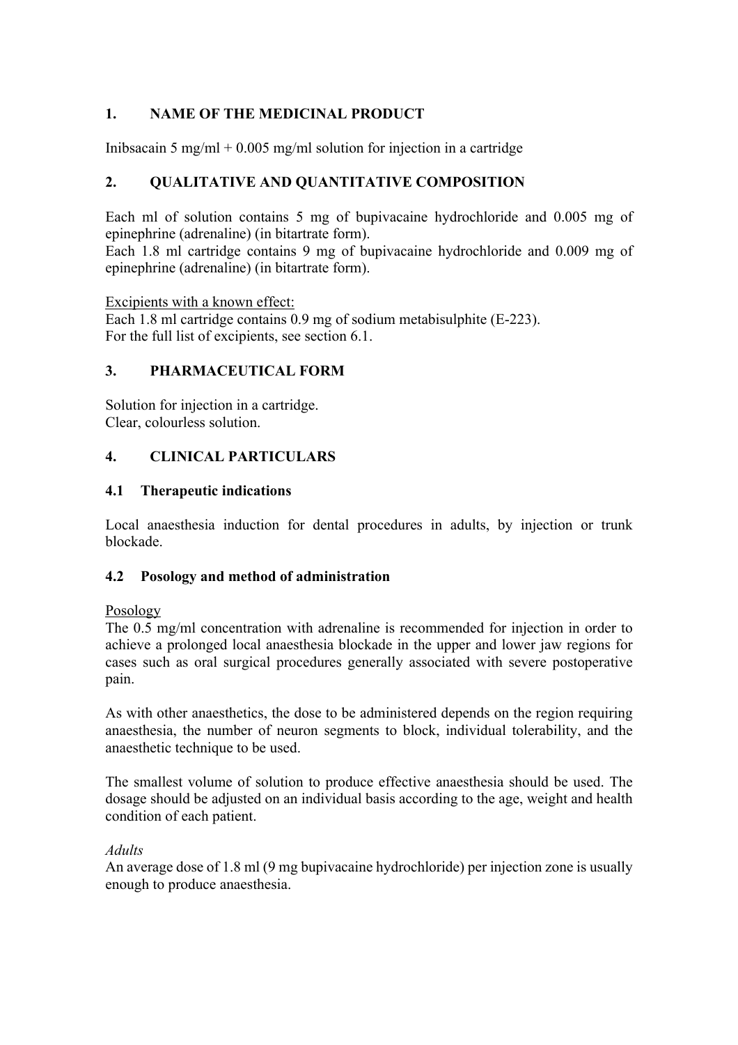## 1. NAME OF THE MEDICINAL PRODUCT

Inibsacain 5 mg/ml + 0.005 mg/ml solution for injection in a cartridge

## 2. QUALITATIVE AND QUANTITATIVE COMPOSITION

Each ml of solution contains 5 mg of bupivacaine hydrochloride and 0.005 mg of epinephrine (adrenaline) (in bitartrate form).
Each 1.8 ml cartridge contains 9 mg of bupivacaine hydrochloride and 0.009 mg of epinephrine (adrenaline) (in bitartrate form).

Excipients with a known effect:
Each 1.8 ml cartridge contains 0.9 mg of sodium metabisulphite (E-223).
For the full list of excipients, see section 6.1.

## 3. PHARMACEUTICAL FORM

Solution for injection in a cartridge.
Clear, colourless solution.

## 4. CLINICAL PARTICULARS

### 4.1 Therapeutic indications

Local anaesthesia induction for dental procedures in adults, by injection or trunk blockade.

### 4.2 Posology and method of administration

Posology
The 0.5 mg/ml concentration with adrenaline is recommended for injection in order to achieve a prolonged local anaesthesia blockade in the upper and lower jaw regions for cases such as oral surgical procedures generally associated with severe postoperative pain.

As with other anaesthetics, the dose to be administered depends on the region requiring anaesthesia, the number of neuron segments to block, individual tolerability, and the anaesthetic technique to be used.

The smallest volume of solution to produce effective anaesthesia should be used. The dosage should be adjusted on an individual basis according to the age, weight and health condition of each patient.

*Adults*
An average dose of 1.8 ml (9 mg bupivacaine hydrochloride) per injection zone is usually enough to produce anaesthesia.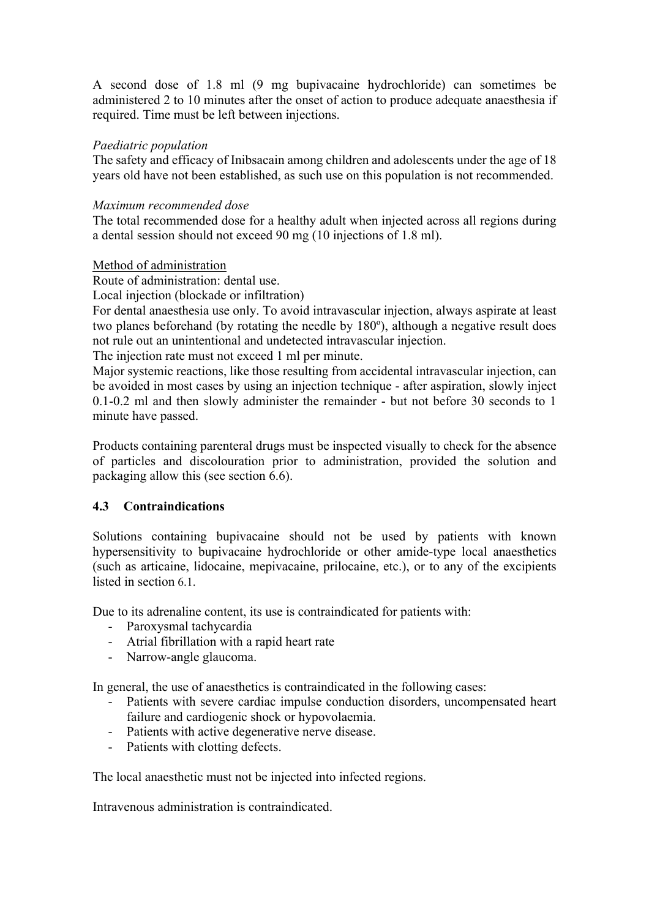A second dose of 1.8 ml (9 mg bupivacaine hydrochloride) can sometimes be administered 2 to 10 minutes after the onset of action to produce adequate anaesthesia if required. Time must be left between injections.

*Paediatric population*

The safety and efficacy of Inibsacain among children and adolescents under the age of 18 years old have not been established, as such use on this population is not recommended.

*Maximum recommended dose*

The total recommended dose for a healthy adult when injected across all regions during a dental session should not exceed 90 mg (10 injections of 1.8 ml).

Method of administration

Route of administration: dental use.

Local injection (blockade or infiltration)

For dental anaesthesia use only. To avoid intravascular injection, always aspirate at least two planes beforehand (by rotating the needle by 180º), although a negative result does not rule out an unintentional and undetected intravascular injection.

The injection rate must not exceed 1 ml per minute.

Major systemic reactions, like those resulting from accidental intravascular injection, can be avoided in most cases by using an injection technique - after aspiration, slowly inject 0.1-0.2 ml and then slowly administer the remainder - but not before 30 seconds to 1 minute have passed.

Products containing parenteral drugs must be inspected visually to check for the absence of particles and discolouration prior to administration, provided the solution and packaging allow this (see section 6.6).

## 4.3 Contraindications

Solutions containing bupivacaine should not be used by patients with known hypersensitivity to bupivacaine hydrochloride or other amide-type local anaesthetics (such as articaine, lidocaine, mepivacaine, prilocaine, etc.), or to any of the excipients listed in section 6.1.

Due to its adrenaline content, its use is contraindicated for patients with:

- Paroxysmal tachycardia
- Atrial fibrillation with a rapid heart rate
- Narrow-angle glaucoma.

In general, the use of anaesthetics is contraindicated in the following cases:

- Patients with severe cardiac impulse conduction disorders, uncompensated heart failure and cardiogenic shock or hypovolaemia.
- Patients with active degenerative nerve disease.
- Patients with clotting defects.

The local anaesthetic must not be injected into infected regions.

Intravenous administration is contraindicated.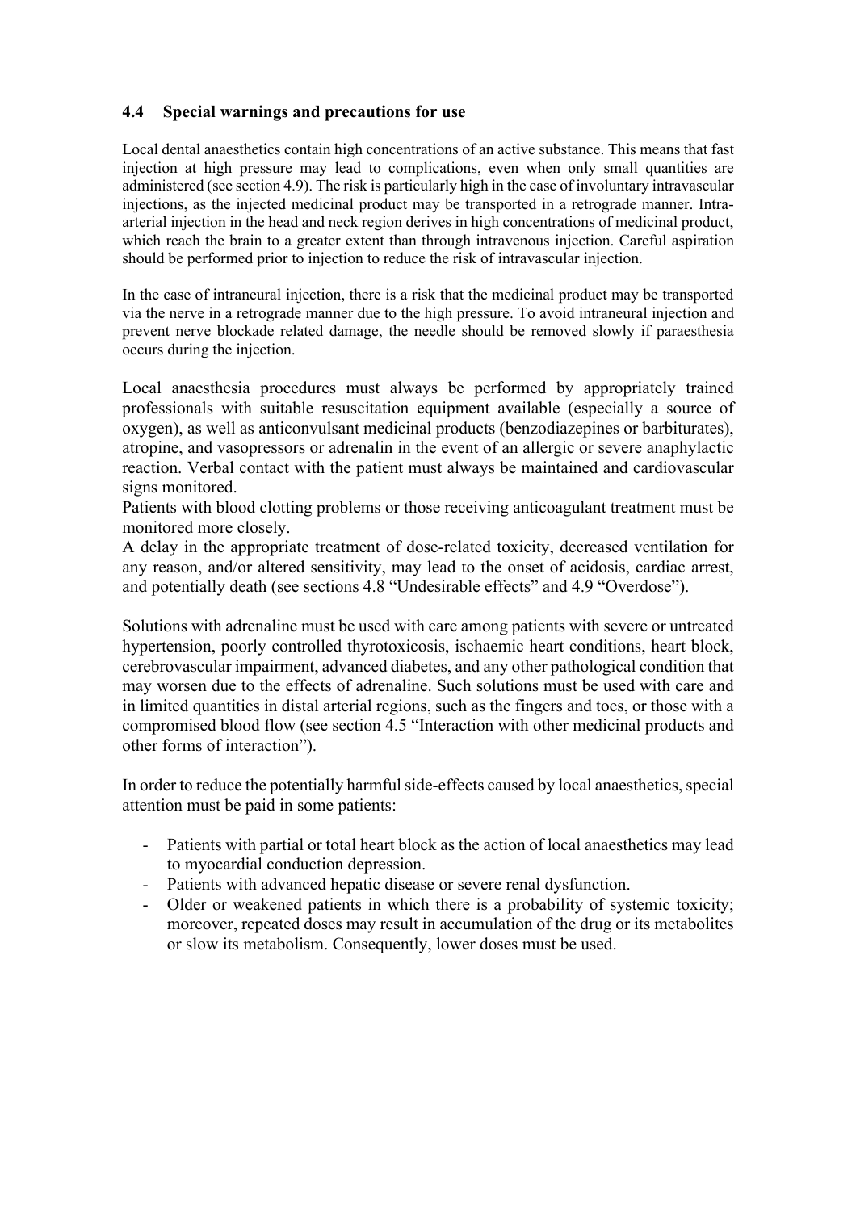## 4.4 Special warnings and precautions for use

Local dental anaesthetics contain high concentrations of an active substance. This means that fast injection at high pressure may lead to complications, even when only small quantities are administered (see section 4.9). The risk is particularly high in the case of involuntary intravascular injections, as the injected medicinal product may be transported in a retrograde manner. Intra-arterial injection in the head and neck region derives in high concentrations of medicinal product, which reach the brain to a greater extent than through intravenous injection. Careful aspiration should be performed prior to injection to reduce the risk of intravascular injection.

In the case of intraneural injection, there is a risk that the medicinal product may be transported via the nerve in a retrograde manner due to the high pressure. To avoid intraneural injection and prevent nerve blockade related damage, the needle should be removed slowly if paraesthesia occurs during the injection.

Local anaesthesia procedures must always be performed by appropriately trained professionals with suitable resuscitation equipment available (especially a source of oxygen), as well as anticonvulsant medicinal products (benzodiazepines or barbiturates), atropine, and vasopressors or adrenalin in the event of an allergic or severe anaphylactic reaction. Verbal contact with the patient must always be maintained and cardiovascular signs monitored.
Patients with blood clotting problems or those receiving anticoagulant treatment must be monitored more closely.
A delay in the appropriate treatment of dose-related toxicity, decreased ventilation for any reason, and/or altered sensitivity, may lead to the onset of acidosis, cardiac arrest, and potentially death (see sections 4.8 "Undesirable effects" and 4.9 "Overdose").

Solutions with adrenaline must be used with care among patients with severe or untreated hypertension, poorly controlled thyrotoxicosis, ischaemic heart conditions, heart block, cerebrovascular impairment, advanced diabetes, and any other pathological condition that may worsen due to the effects of adrenaline. Such solutions must be used with care and in limited quantities in distal arterial regions, such as the fingers and toes, or those with a compromised blood flow (see section 4.5 "Interaction with other medicinal products and other forms of interaction").

In order to reduce the potentially harmful side-effects caused by local anaesthetics, special attention must be paid in some patients:

- Patients with partial or total heart block as the action of local anaesthetics may lead to myocardial conduction depression.
- Patients with advanced hepatic disease or severe renal dysfunction.
- Older or weakened patients in which there is a probability of systemic toxicity; moreover, repeated doses may result in accumulation of the drug or its metabolites or slow its metabolism. Consequently, lower doses must be used.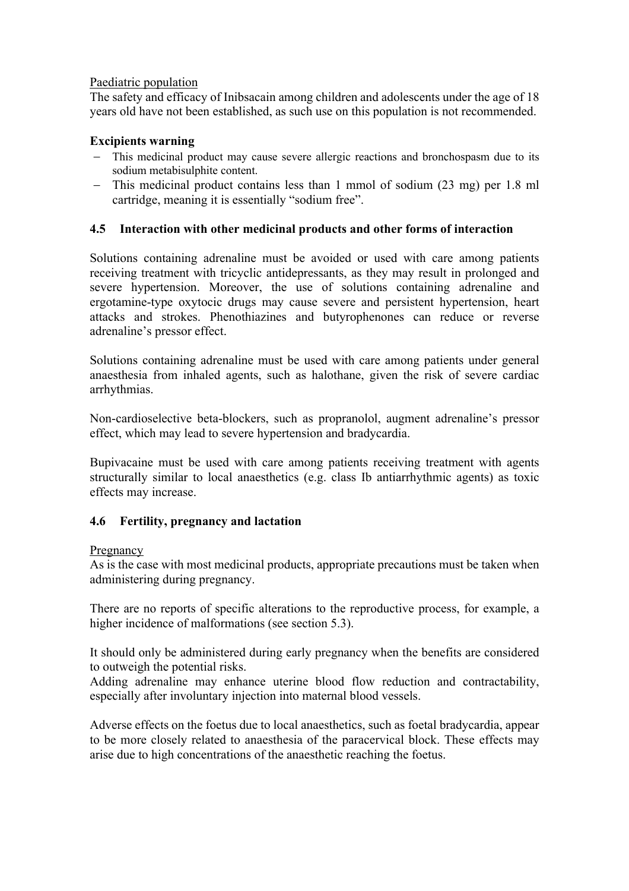Paediatric population

The safety and efficacy of Inibsacain among children and adolescents under the age of 18 years old have not been established, as such use on this population is not recommended.

**Excipients warning**

- This medicinal product may cause severe allergic reactions and bronchospasm due to its sodium metabisulphite content.
- This medicinal product contains less than 1 mmol of sodium (23 mg) per 1.8 ml cartridge, meaning it is essentially "sodium free".

### 4.5 Interaction with other medicinal products and other forms of interaction

Solutions containing adrenaline must be avoided or used with care among patients receiving treatment with tricyclic antidepressants, as they may result in prolonged and severe hypertension. Moreover, the use of solutions containing adrenaline and ergotamine-type oxytocic drugs may cause severe and persistent hypertension, heart attacks and strokes. Phenothiazines and butyrophenones can reduce or reverse adrenaline's pressor effect.

Solutions containing adrenaline must be used with care among patients under general anaesthesia from inhaled agents, such as halothane, given the risk of severe cardiac arrhythmias.

Non-cardioselective beta-blockers, such as propranolol, augment adrenaline's pressor effect, which may lead to severe hypertension and bradycardia.

Bupivacaine must be used with care among patients receiving treatment with agents structurally similar to local anaesthetics (e.g. class Ib antiarrhythmic agents) as toxic effects may increase.

### 4.6 Fertility, pregnancy and lactation

Pregnancy

As is the case with most medicinal products, appropriate precautions must be taken when administering during pregnancy.

There are no reports of specific alterations to the reproductive process, for example, a higher incidence of malformations (see section 5.3).

It should only be administered during early pregnancy when the benefits are considered to outweigh the potential risks.
Adding adrenaline may enhance uterine blood flow reduction and contractability, especially after involuntary injection into maternal blood vessels.

Adverse effects on the foetus due to local anaesthetics, such as foetal bradycardia, appear to be more closely related to anaesthesia of the paracervical block. These effects may arise due to high concentrations of the anaesthetic reaching the foetus.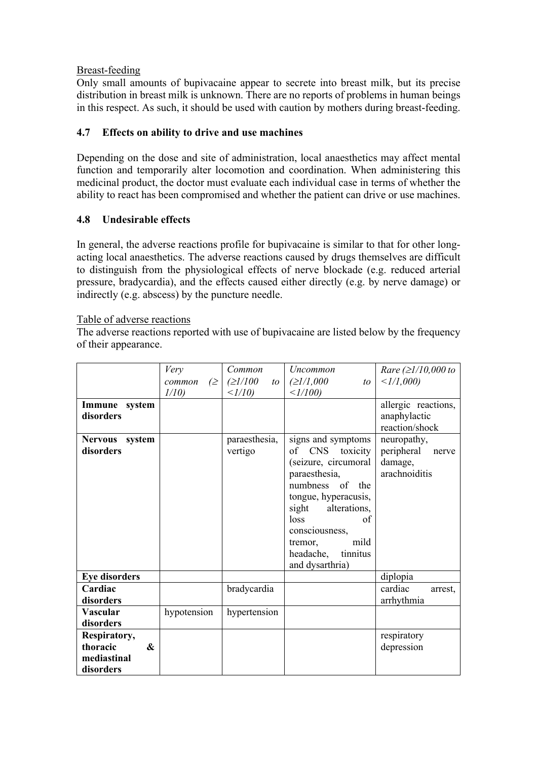Breast-feeding

Only small amounts of bupivacaine appear to secrete into breast milk, but its precise distribution in breast milk is unknown. There are no reports of problems in human beings in this respect. As such, it should be used with caution by mothers during breast-feeding.

## 4.7 Effects on ability to drive and use machines

Depending on the dose and site of administration, local anaesthetics may affect mental function and temporarily alter locomotion and coordination. When administering this medicinal product, the doctor must evaluate each individual case in terms of whether the ability to react has been compromised and whether the patient can drive or use machines.

## 4.8 Undesirable effects

In general, the adverse reactions profile for bupivacaine is similar to that for other long-acting local anaesthetics. The adverse reactions caused by drugs themselves are difficult to distinguish from the physiological effects of nerve blockade (e.g. reduced arterial pressure, bradycardia), and the effects caused either directly (e.g. by nerve damage) or indirectly (e.g. abscess) by the puncture needle.

Table of adverse reactions

The adverse reactions reported with use of bupivacaine are listed below by the frequency of their appearance.

| | *Very common (≥ 1/10)* | *Common (≥1/100 to <1/10)* | *Uncommon (≥1/1,000 to <1/100)* | *Rare (≥1/10,000 to <1/1,000)* |
|---|---|---|---|---|
| **Immune system disorders** | | | | allergic reactions, anaphylactic reaction/shock |
| **Nervous system disorders** | | paraesthesia, vertigo | signs and symptoms of CNS toxicity (seizure, circumoral paraesthesia, numbness of the tongue, hyperacusis, sight alterations, loss of consciousness, tremor, mild headache, tinnitus and dysarthria) | neuropathy, peripheral nerve damage, arachnoiditis |
| **Eye disorders** | | | | diplopia |
| **Cardiac disorders** | | bradycardia | | cardiac arrest, arrhythmia |
| **Vascular disorders** | hypotension | hypertension | | |
| **Respiratory, thoracic & mediastinal disorders** | | | | respiratory depression |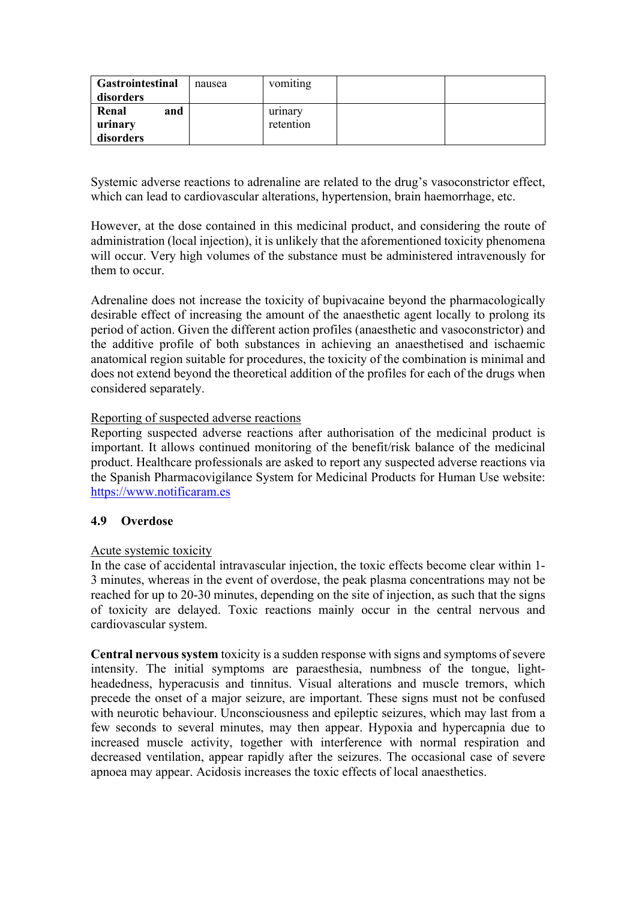| | | | | |
|---|---|---|---|---|
| **Gastrointestinal disorders** | nausea | vomiting | | |
| **Renal and urinary disorders** | | urinary retention | | |

Systemic adverse reactions to adrenaline are related to the drug's vasoconstrictor effect, which can lead to cardiovascular alterations, hypertension, brain haemorrhage, etc.

However, at the dose contained in this medicinal product, and considering the route of administration (local injection), it is unlikely that the aforementioned toxicity phenomena will occur. Very high volumes of the substance must be administered intravenously for them to occur.

Adrenaline does not increase the toxicity of bupivacaine beyond the pharmacologically desirable effect of increasing the amount of the anaesthetic agent locally to prolong its period of action. Given the different action profiles (anaesthetic and vasoconstrictor) and the additive profile of both substances in achieving an anaesthetised and ischaemic anatomical region suitable for procedures, the toxicity of the combination is minimal and does not extend beyond the theoretical addition of the profiles for each of the drugs when considered separately.

Reporting of suspected adverse reactions

Reporting suspected adverse reactions after authorisation of the medicinal product is important. It allows continued monitoring of the benefit/risk balance of the medicinal product. Healthcare professionals are asked to report any suspected adverse reactions via the Spanish Pharmacovigilance System for Medicinal Products for Human Use website: https://www.notificaram.es

### 4.9 Overdose

Acute systemic toxicity

In the case of accidental intravascular injection, the toxic effects become clear within 1-3 minutes, whereas in the event of overdose, the peak plasma concentrations may not be reached for up to 20-30 minutes, depending on the site of injection, as such that the signs of toxicity are delayed. Toxic reactions mainly occur in the central nervous and cardiovascular system.

**Central nervous system** toxicity is a sudden response with signs and symptoms of severe intensity. The initial symptoms are paraesthesia, numbness of the tongue, light-headedness, hyperacusis and tinnitus. Visual alterations and muscle tremors, which precede the onset of a major seizure, are important. These signs must not be confused with neurotic behaviour. Unconsciousness and epileptic seizures, which may last from a few seconds to several minutes, may then appear. Hypoxia and hypercapnia due to increased muscle activity, together with interference with normal respiration and decreased ventilation, appear rapidly after the seizures. The occasional case of severe apnoea may appear. Acidosis increases the toxic effects of local anaesthetics.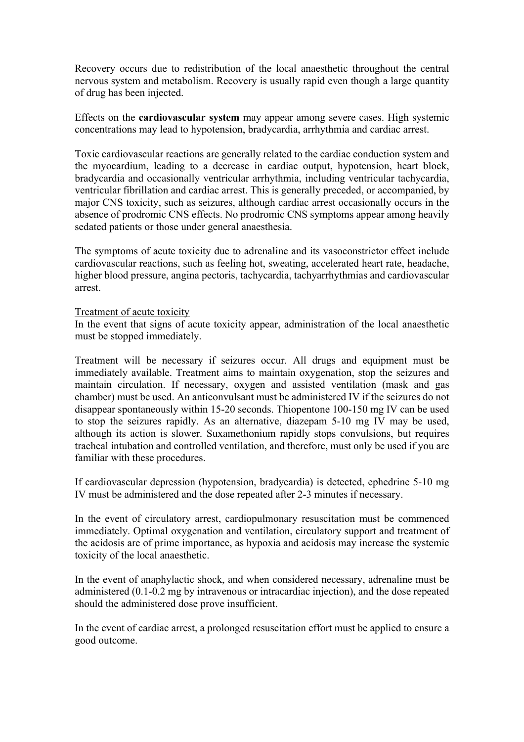Recovery occurs due to redistribution of the local anaesthetic throughout the central nervous system and metabolism. Recovery is usually rapid even though a large quantity of drug has been injected.

Effects on the **cardiovascular system** may appear among severe cases. High systemic concentrations may lead to hypotension, bradycardia, arrhythmia and cardiac arrest.

Toxic cardiovascular reactions are generally related to the cardiac conduction system and the myocardium, leading to a decrease in cardiac output, hypotension, heart block, bradycardia and occasionally ventricular arrhythmia, including ventricular tachycardia, ventricular fibrillation and cardiac arrest. This is generally preceded, or accompanied, by major CNS toxicity, such as seizures, although cardiac arrest occasionally occurs in the absence of prodromic CNS effects. No prodromic CNS symptoms appear among heavily sedated patients or those under general anaesthesia.

The symptoms of acute toxicity due to adrenaline and its vasoconstrictor effect include cardiovascular reactions, such as feeling hot, sweating, accelerated heart rate, headache, higher blood pressure, angina pectoris, tachycardia, tachyarrhythmias and cardiovascular arrest.

<u>Treatment of acute toxicity</u>

In the event that signs of acute toxicity appear, administration of the local anaesthetic must be stopped immediately.

Treatment will be necessary if seizures occur. All drugs and equipment must be immediately available. Treatment aims to maintain oxygenation, stop the seizures and maintain circulation. If necessary, oxygen and assisted ventilation (mask and gas chamber) must be used. An anticonvulsant must be administered IV if the seizures do not disappear spontaneously within 15-20 seconds. Thiopentone 100-150 mg IV can be used to stop the seizures rapidly. As an alternative, diazepam 5-10 mg IV may be used, although its action is slower. Suxamethonium rapidly stops convulsions, but requires tracheal intubation and controlled ventilation, and therefore, must only be used if you are familiar with these procedures.

If cardiovascular depression (hypotension, bradycardia) is detected, ephedrine 5-10 mg IV must be administered and the dose repeated after 2-3 minutes if necessary.

In the event of circulatory arrest, cardiopulmonary resuscitation must be commenced immediately. Optimal oxygenation and ventilation, circulatory support and treatment of the acidosis are of prime importance, as hypoxia and acidosis may increase the systemic toxicity of the local anaesthetic.

In the event of anaphylactic shock, and when considered necessary, adrenaline must be administered (0.1-0.2 mg by intravenous or intracardiac injection), and the dose repeated should the administered dose prove insufficient.

In the event of cardiac arrest, a prolonged resuscitation effort must be applied to ensure a good outcome.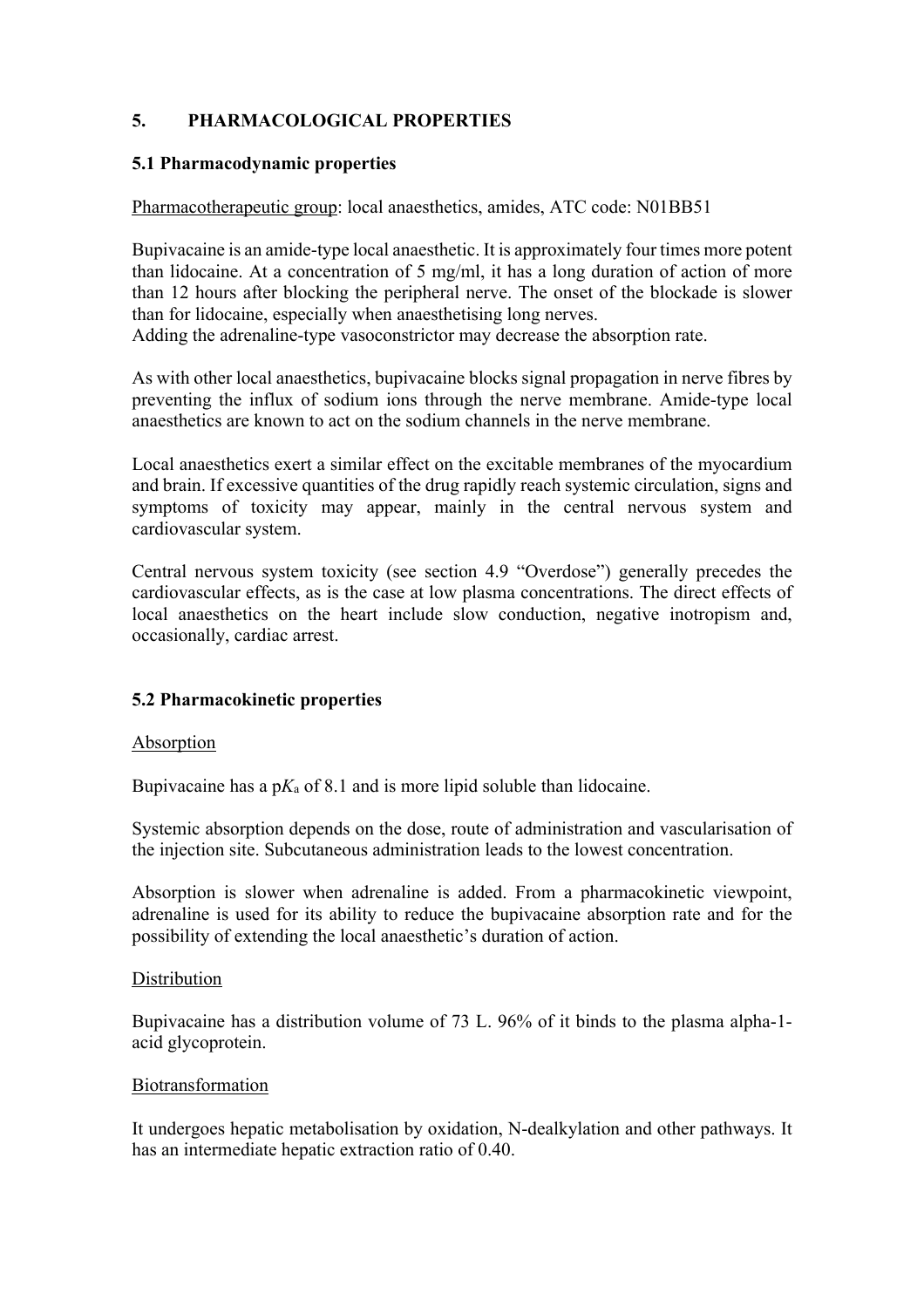## 5. PHARMACOLOGICAL PROPERTIES

### 5.1 Pharmacodynamic properties

Pharmacotherapeutic group: local anaesthetics, amides, ATC code: N01BB51

Bupivacaine is an amide-type local anaesthetic. It is approximately four times more potent than lidocaine. At a concentration of 5 mg/ml, it has a long duration of action of more than 12 hours after blocking the peripheral nerve. The onset of the blockade is slower than for lidocaine, especially when anaesthetising long nerves.
Adding the adrenaline-type vasoconstrictor may decrease the absorption rate.

As with other local anaesthetics, bupivacaine blocks signal propagation in nerve fibres by preventing the influx of sodium ions through the nerve membrane. Amide-type local anaesthetics are known to act on the sodium channels in the nerve membrane.

Local anaesthetics exert a similar effect on the excitable membranes of the myocardium and brain. If excessive quantities of the drug rapidly reach systemic circulation, signs and symptoms of toxicity may appear, mainly in the central nervous system and cardiovascular system.

Central nervous system toxicity (see section 4.9 "Overdose") generally precedes the cardiovascular effects, as is the case at low plasma concentrations. The direct effects of local anaesthetics on the heart include slow conduction, negative inotropism and, occasionally, cardiac arrest.

### 5.2 Pharmacokinetic properties

Absorption

Bupivacaine has a $pK_a$ of 8.1 and is more lipid soluble than lidocaine.

Systemic absorption depends on the dose, route of administration and vascularisation of the injection site. Subcutaneous administration leads to the lowest concentration.

Absorption is slower when adrenaline is added. From a pharmacokinetic viewpoint, adrenaline is used for its ability to reduce the bupivacaine absorption rate and for the possibility of extending the local anaesthetic's duration of action.

Distribution

Bupivacaine has a distribution volume of 73 L. 96% of it binds to the plasma alpha-1-acid glycoprotein.

Biotransformation

It undergoes hepatic metabolisation by oxidation, N-dealkylation and other pathways. It has an intermediate hepatic extraction ratio of 0.40.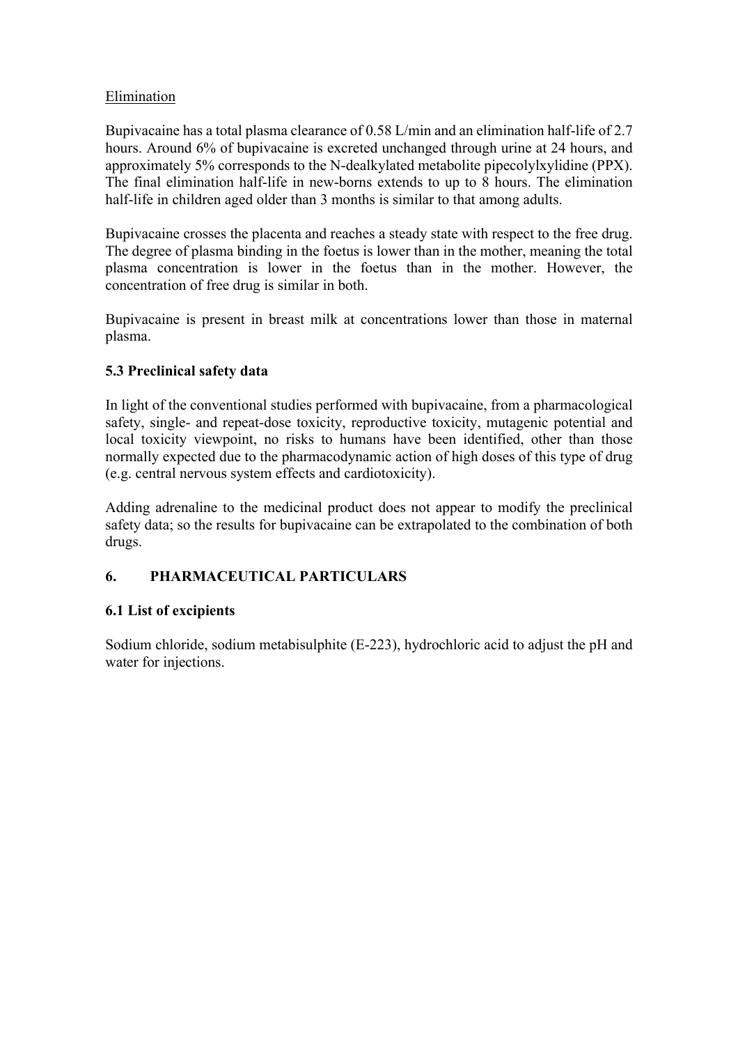Elimination

Bupivacaine has a total plasma clearance of 0.58 L/min and an elimination half-life of 2.7 hours. Around 6% of bupivacaine is excreted unchanged through urine at 24 hours, and approximately 5% corresponds to the N-dealkylated metabolite pipecolylxylidine (PPX). The final elimination half-life in new-borns extends to up to 8 hours. The elimination half-life in children aged older than 3 months is similar to that among adults.

Bupivacaine crosses the placenta and reaches a steady state with respect to the free drug. The degree of plasma binding in the foetus is lower than in the mother, meaning the total plasma concentration is lower in the foetus than in the mother. However, the concentration of free drug is similar in both.

Bupivacaine is present in breast milk at concentrations lower than those in maternal plasma.

### 5.3 Preclinical safety data

In light of the conventional studies performed with bupivacaine, from a pharmacological safety, single- and repeat-dose toxicity, reproductive toxicity, mutagenic potential and local toxicity viewpoint, no risks to humans have been identified, other than those normally expected due to the pharmacodynamic action of high doses of this type of drug (e.g. central nervous system effects and cardiotoxicity).

Adding adrenaline to the medicinal product does not appear to modify the preclinical safety data; so the results for bupivacaine can be extrapolated to the combination of both drugs.

## 6. PHARMACEUTICAL PARTICULARS

### 6.1 List of excipients

Sodium chloride, sodium metabisulphite (E-223), hydrochloric acid to adjust the pH and water for injections.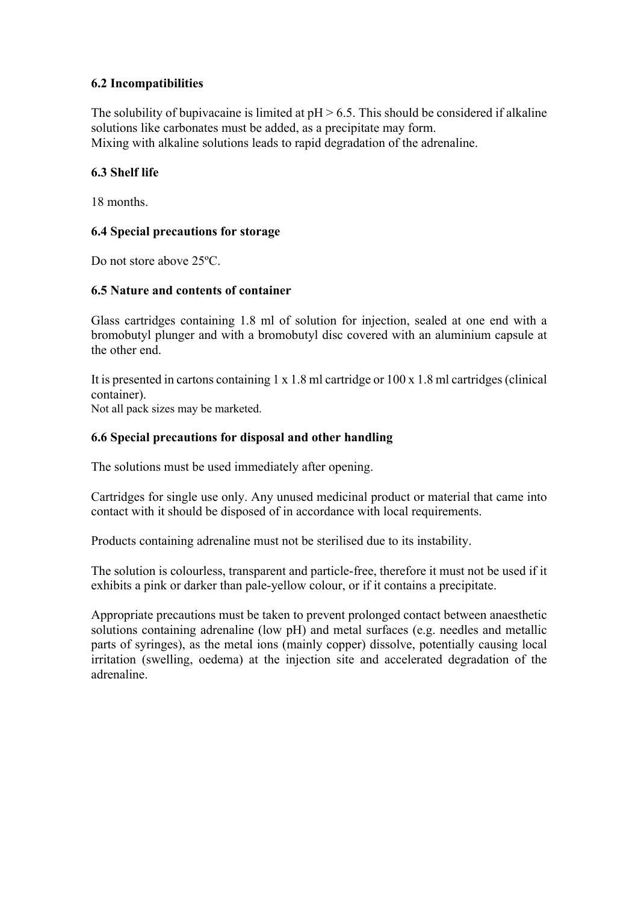### 6.2 Incompatibilities

The solubility of bupivacaine is limited at pH > 6.5. This should be considered if alkaline solutions like carbonates must be added, as a precipitate may form.
Mixing with alkaline solutions leads to rapid degradation of the adrenaline.

### 6.3 Shelf life

18 months.

### 6.4 Special precautions for storage

Do not store above 25ºC.

### 6.5 Nature and contents of container

Glass cartridges containing 1.8 ml of solution for injection, sealed at one end with a bromobutyl plunger and with a bromobutyl disc covered with an aluminium capsule at the other end.

It is presented in cartons containing 1 x 1.8 ml cartridge or 100 x 1.8 ml cartridges (clinical container).
Not all pack sizes may be marketed.

### 6.6 Special precautions for disposal and other handling

The solutions must be used immediately after opening.

Cartridges for single use only. Any unused medicinal product or material that came into contact with it should be disposed of in accordance with local requirements.

Products containing adrenaline must not be sterilised due to its instability.

The solution is colourless, transparent and particle-free, therefore it must not be used if it exhibits a pink or darker than pale-yellow colour, or if it contains a precipitate.

Appropriate precautions must be taken to prevent prolonged contact between anaesthetic solutions containing adrenaline (low pH) and metal surfaces (e.g. needles and metallic parts of syringes), as the metal ions (mainly copper) dissolve, potentially causing local irritation (swelling, oedema) at the injection site and accelerated degradation of the adrenaline.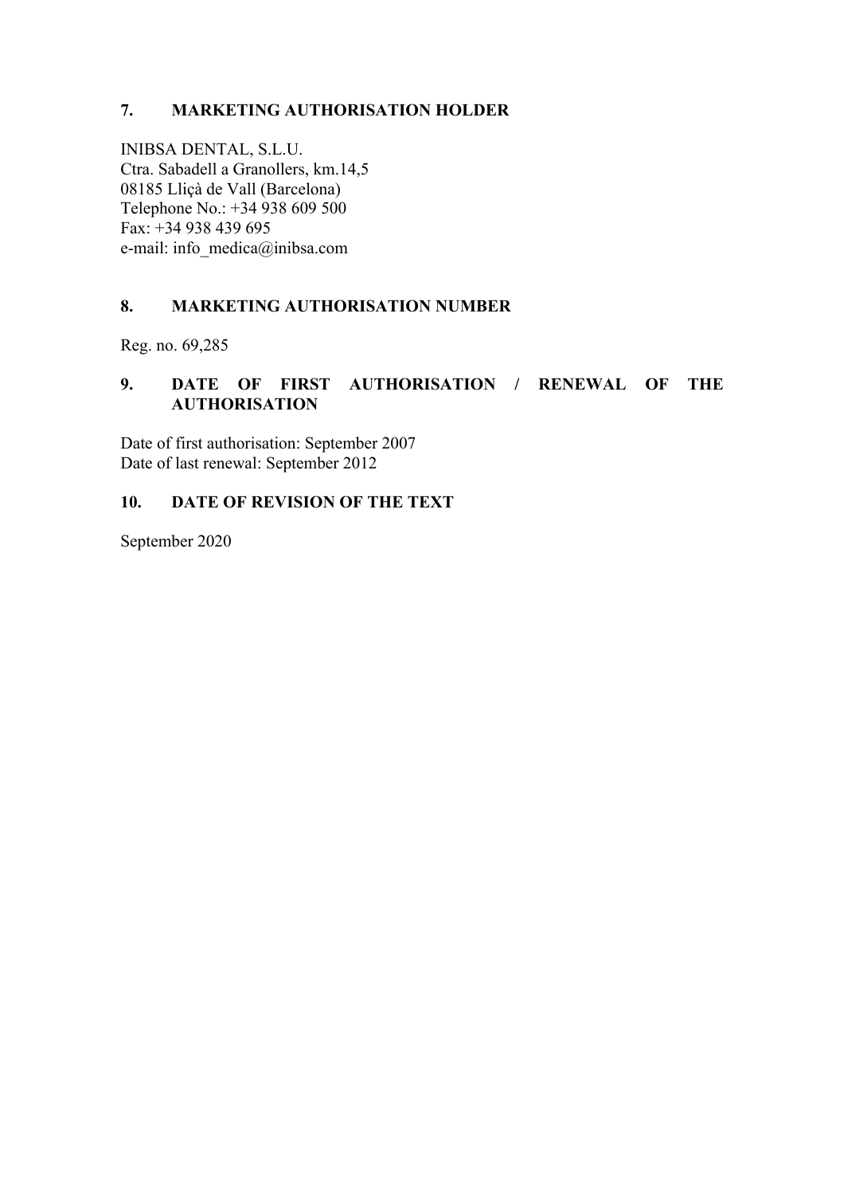## 7. MARKETING AUTHORISATION HOLDER

INIBSA DENTAL, S.L.U.
Ctra. Sabadell a Granollers, km.14,5
08185 Lliçà de Vall (Barcelona)
Telephone No.: +34 938 609 500
Fax: +34 938 439 695
e-mail: info_medica@inibsa.com

## 8. MARKETING AUTHORISATION NUMBER

Reg. no. 69,285

## 9. DATE OF FIRST AUTHORISATION / RENEWAL OF THE AUTHORISATION

Date of first authorisation: September 2007
Date of last renewal: September 2012

## 10. DATE OF REVISION OF THE TEXT

September 2020